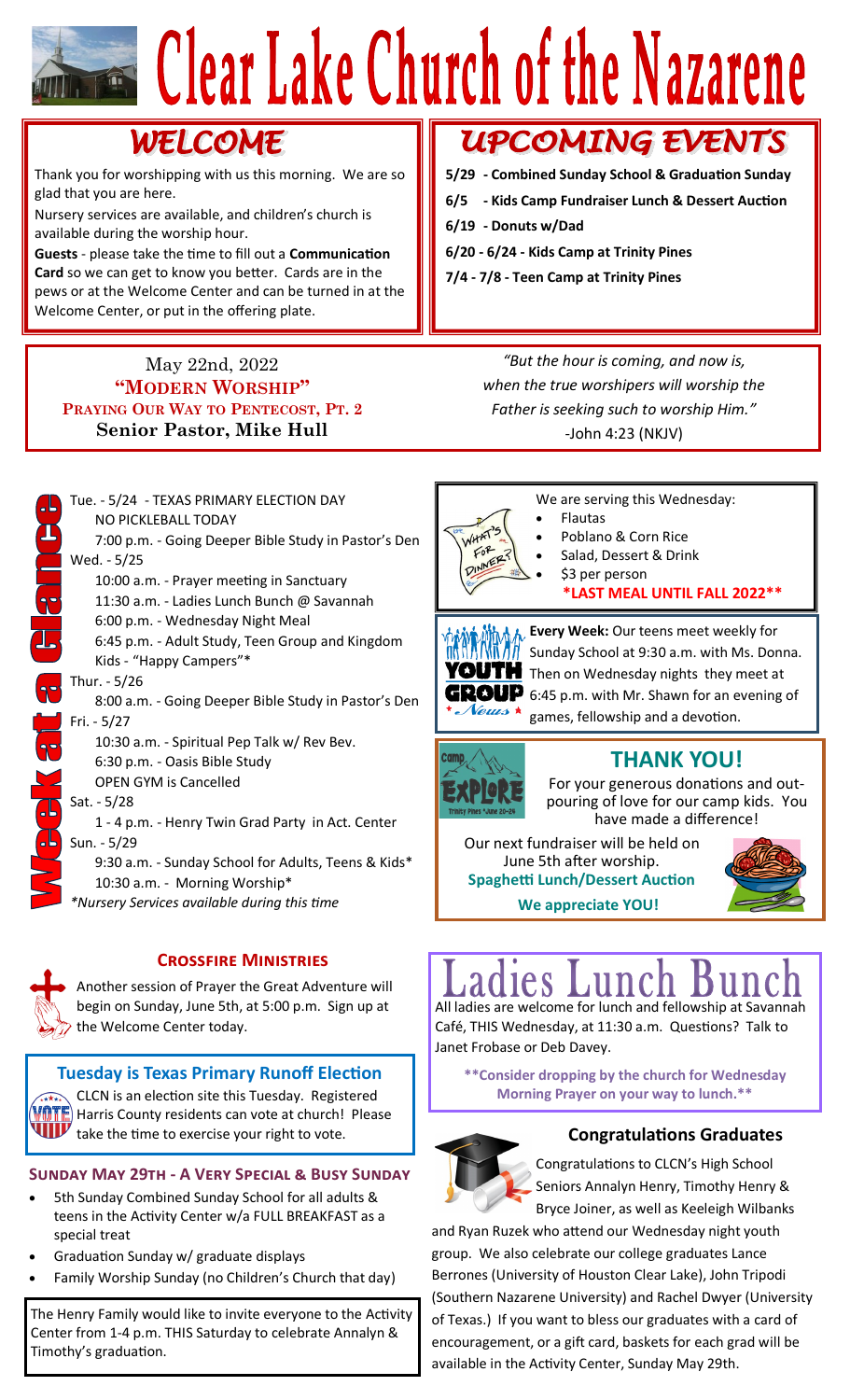# Clear Lake Church of the Nazarene

## WELCOME

Thank you for worshipping with us this morning. We are so glad that you are here.

Nursery services are available, and children's church is available during the worship hour.

**Guests** - please take the time to fill out a **Communication Card** so we can get to know you better. Cards are in the pews or at the Welcome Center and can be turned in at the Welcome Center, or put in the offering plate.

## UPCOMING EVENTS

- **5/29 - Combined Sunday School & Graduation Sunday**
- **6/5 - Kids Camp Fundraiser Lunch & Dessert Auction**
- **6/19 - Donuts w/Dad**
- **6/20 - 6/24 - Kids Camp at Trinity Pines**
- **7/4 - 7/8 - Teen Camp at Trinity Pines**

May 22nd, 2022
**"MODERN WORSHIP"**
**PRAYING OUR WAY TO PENTECOST, PT. 2**
**Senior Pastor, Mike Hull**

*"But the hour is coming, and now is, when the true worshipers will worship the Father is seeking such to worship Him."*
-John 4:23 (NKJV)

## Week at a Glance

Tue. - 5/24 - TEXAS PRIMARY ELECTION DAY
NO PICKLEBALL TODAY
7:00 p.m. - Going Deeper Bible Study in Pastor's Den

Wed. - 5/25
10:00 a.m. - Prayer meeting in Sanctuary
11:30 a.m. - Ladies Lunch Bunch @ Savannah
6:00 p.m. - Wednesday Night Meal
6:45 p.m. - Adult Study, Teen Group and Kingdom Kids - "Happy Campers"*

Thur. - 5/26
8:00 a.m. - Going Deeper Bible Study in Pastor's Den

Fri. - 5/27
10:30 a.m. - Spiritual Pep Talk w/ Rev Bev.
6:30 p.m. - Oasis Bible Study
OPEN GYM is Cancelled

Sat. - 5/28
1 - 4 p.m. - Henry Twin Grad Party in Act. Center

Sun. - 5/29
9:30 a.m. - Sunday School for Adults, Teens & Kids*
10:30 a.m. - Morning Worship*

*Nursery Services available during this time*

We are serving this Wednesday:

- Flautas
- Poblano & Corn Rice
- Salad, Dessert & Drink
- $3 per person

**\*LAST MEAL UNTIL FALL 2022\*\***

**Every Week:** Our teens meet weekly for Sunday School at 9:30 a.m. with Ms. Donna. Then on Wednesday nights they meet at 6:45 p.m. with Mr. Shawn for an evening of games, fellowship and a devotion.

## THANK YOU!

For your generous donations and outpouring of love for our camp kids. You have made a difference!

Our next fundraiser will be held on June 5th after worship.
**Spaghetti Lunch/Dessert Auction**
**We appreciate YOU!**

### CROSSFIRE MINISTRIES

Another session of Prayer the Great Adventure will begin on Sunday, June 5th, at 5:00 p.m. Sign up at the Welcome Center today.

### Tuesday is Texas Primary Runoff Election

CLCN is an election site this Tuesday. Registered Harris County residents can vote at church! Please take the time to exercise your right to vote.

### SUNDAY MAY 29TH - A VERY SPECIAL & BUSY SUNDAY

- 5th Sunday Combined Sunday School for all adults & teens in the Activity Center w/a FULL BREAKFAST as a special treat
- Graduation Sunday w/ graduate displays
- Family Worship Sunday (no Children's Church that day)

The Henry Family would like to invite everyone to the Activity Center from 1-4 p.m. THIS Saturday to celebrate Annalyn & Timothy's graduation.

## Ladies Lunch Bunch

All ladies are welcome for lunch and fellowship at Savannah Café, THIS Wednesday, at 11:30 a.m. Questions? Talk to Janet Frobase or Deb Davey.

**\*\*Consider dropping by the church for Wednesday Morning Prayer on your way to lunch.\*\***

### Congratulations Graduates

Congratulations to CLCN's High School Seniors Annalyn Henry, Timothy Henry & Bryce Joiner, as well as Keeleigh Wilbanks and Ryan Ruzek who attend our Wednesday night youth group. We also celebrate our college graduates Lance Berrones (University of Houston Clear Lake), John Tripodi (Southern Nazarene University) and Rachel Dwyer (University of Texas.) If you want to bless our graduates with a card of encouragement, or a gift card, baskets for each grad will be available in the Activity Center, Sunday May 29th.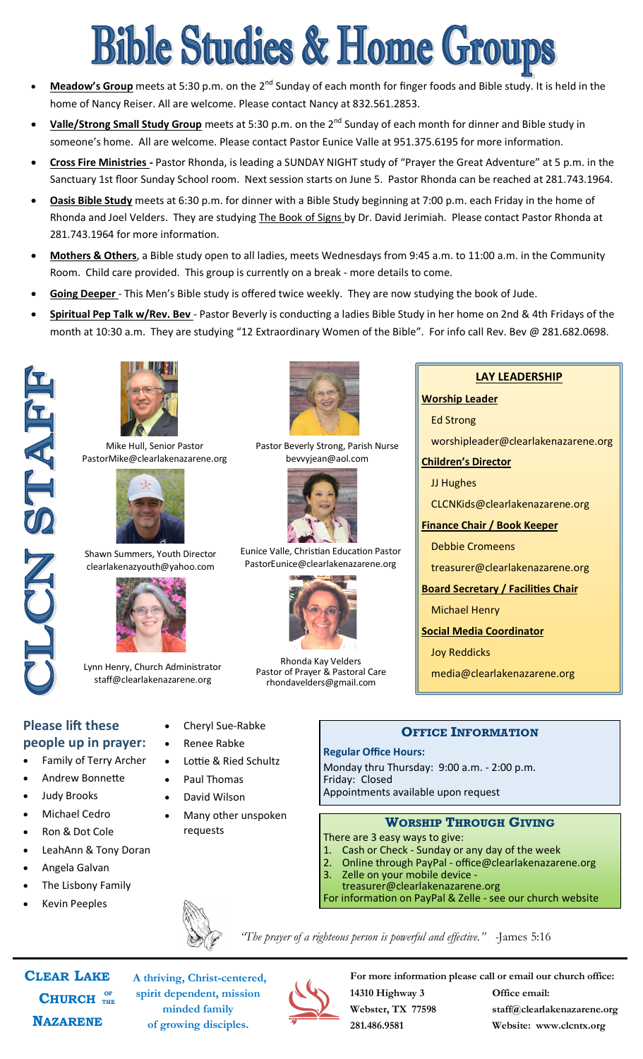# Bible Studies & Home Groups

- **Meadow's Group** meets at 5:30 p.m. on the 2nd Sunday of each month for finger foods and Bible study. It is held in the home of Nancy Reiser. All are welcome. Please contact Nancy at 832.561.2853.
- **Valle/Strong Small Study Group** meets at 5:30 p.m. on the 2nd Sunday of each month for dinner and Bible study in someone's home. All are welcome. Please contact Pastor Eunice Valle at 951.375.6195 for more information.
- **Cross Fire Ministries -** Pastor Rhonda, is leading a SUNDAY NIGHT study of "Prayer the Great Adventure" at 5 p.m. in the Sanctuary 1st floor Sunday School room. Next session starts on June 5. Pastor Rhonda can be reached at 281.743.1964.
- **Oasis Bible Study** meets at 6:30 p.m. for dinner with a Bible Study beginning at 7:00 p.m. each Friday in the home of Rhonda and Joel Velders. They are studying The Book of Signs by Dr. David Jerimiah. Please contact Pastor Rhonda at 281.743.1964 for more information.
- **Mothers & Others**, a Bible study open to all ladies, meets Wednesdays from 9:45 a.m. to 11:00 a.m. in the Community Room. Child care provided. This group is currently on a break - more details to come.
- **Going Deeper** - This Men's Bible study is offered twice weekly. They are now studying the book of Jude.
- **Spiritual Pep Talk w/Rev. Bev** - Pastor Beverly is conducting a ladies Bible Study in her home on 2nd & 4th Fridays of the month at 10:30 a.m. They are studying "12 Extraordinary Women of the Bible". For info call Rev. Bev @ 281.682.0698.

## CLCN STAFF

Mike Hull, Senior Pastor
PastorMike@clearlakenazarene.org

Shawn Summers, Youth Director
clearlakenazyouth@yahoo.com

Lynn Henry, Church Administrator
staff@clearlakenazarene.org

Pastor Beverly Strong, Parish Nurse
bevvyjean@aol.com

Eunice Valle, Christian Education Pastor
PastorEunice@clearlakenazarene.org

Rhonda Kay Velders
Pastor of Prayer & Pastoral Care
rhondavelders@gmail.com

### LAY LEADERSHIP

**Worship Leader**
Ed Strong
worshipleader@clearlakenazarene.org

**Children's Director**
JJ Hughes
CLCNKids@clearlakenazarene.org

**Finance Chair / Book Keeper**
Debbie Cromeens
treasurer@clearlakenazarene.org

**Board Secretary / Facilities Chair**
Michael Henry

**Social Media Coordinator**
Joy Reddicks
media@clearlakenazarene.org

## Please lift these people up in prayer:

- Family of Terry Archer
- Andrew Bonnette
- Judy Brooks
- Michael Cedro
- Ron & Dot Cole
- LeahAnn & Tony Doran
- Angela Galvan
- The Lisbony Family
- Kevin Peeples
- Cheryl Sue-Rabke
- Renee Rabke
- Lottie & Ried Schultz
- Paul Thomas
- David Wilson
- Many other unspoken requests

## Office Information

**Regular Office Hours:**
Monday thru Thursday: 9:00 a.m. - 2:00 p.m.
Friday: Closed
Appointments available upon request

## Worship Through Giving

There are 3 easy ways to give:

1. Cash or Check - Sunday or any day of the week
2. Online through PayPal - office@clearlakenazarene.org
3. Zelle on your mobile device - treasurer@clearlakenazarene.org

For information on PayPal & Zelle - see our church website

*"The prayer of a righteous person is powerful and effective."* -James 5:16

**Clear Lake Church of the Nazarene**

**A thriving, Christ-centered, spirit dependent, mission minded family of growing disciples.**

**For more information please call or email our church office:**

**14310 Highway 3**
**Webster, TX 77598**
**281.486.9581**

**Office email:**
**staff@clearlakenazarene.org**
**Website: www.clcntx.org**